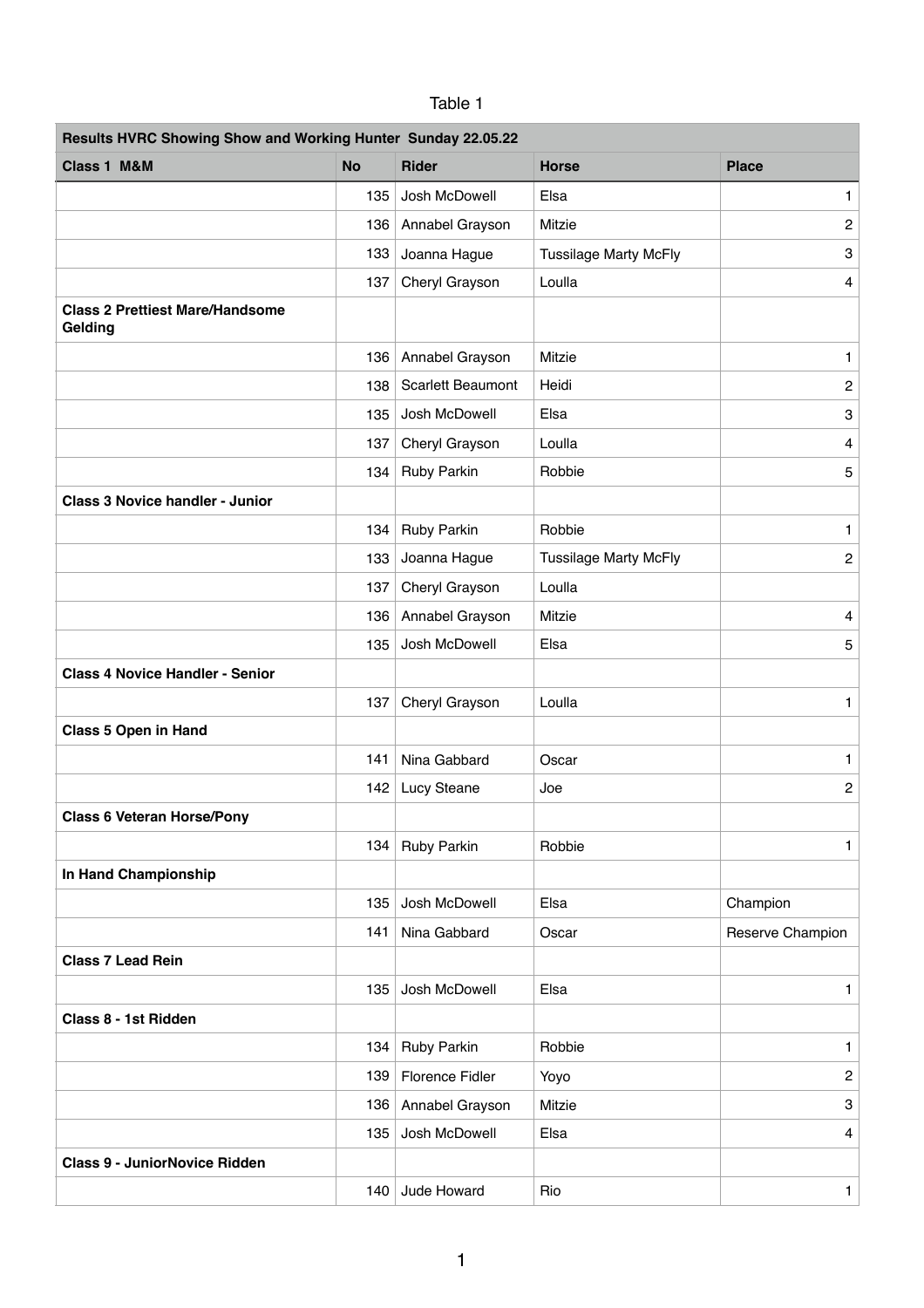Table 1

| Results HVRC Showing Show and Working Hunter Sunday 22.05.22 | | | | |
|---|---|---|---|---|
| **Class 1 M&M** | **No** | **Rider** | **Horse** | **Place** |
| | 135 | Josh McDowell | Elsa | 1 |
| | 136 | Annabel Grayson | Mitzie | 2 |
| | 133 | Joanna Hague | Tussilage Marty McFly | 3 |
| | 137 | Cheryl Grayson | Loulla | 4 |
| **Class 2 Prettiest Mare/Handsome Gelding** | | | | |
| | 136 | Annabel Grayson | Mitzie | 1 |
| | 138 | Scarlett Beaumont | Heidi | 2 |
| | 135 | Josh McDowell | Elsa | 3 |
| | 137 | Cheryl Grayson | Loulla | 4 |
| | 134 | Ruby Parkin | Robbie | 5 |
| **Class 3 Novice handler - Junior** | | | | |
| | 134 | Ruby Parkin | Robbie | 1 |
| | 133 | Joanna Hague | Tussilage Marty McFly | 2 |
| | 137 | Cheryl Grayson | Loulla | |
| | 136 | Annabel Grayson | Mitzie | 4 |
| | 135 | Josh McDowell | Elsa | 5 |
| **Class 4 Novice Handler - Senior** | | | | |
| | 137 | Cheryl Grayson | Loulla | 1 |
| **Class 5 Open in Hand** | | | | |
| | 141 | Nina Gabbard | Oscar | 1 |
| | 142 | Lucy Steane | Joe | 2 |
| **Class 6 Veteran Horse/Pony** | | | | |
| | 134 | Ruby Parkin | Robbie | 1 |
| **In Hand Championship** | | | | |
| | 135 | Josh McDowell | Elsa | Champion |
| | 141 | Nina Gabbard | Oscar | Reserve Champion |
| **Class 7 Lead Rein** | | | | |
| | 135 | Josh McDowell | Elsa | 1 |
| **Class 8 - 1st Ridden** | | | | |
| | 134 | Ruby Parkin | Robbie | 1 |
| | 139 | Florence Fidler | Yoyo | 2 |
| | 136 | Annabel Grayson | Mitzie | 3 |
| | 135 | Josh McDowell | Elsa | 4 |
| **Class 9 - JuniorNovice Ridden** | | | | |
| | 140 | Jude Howard | Rio | 1 |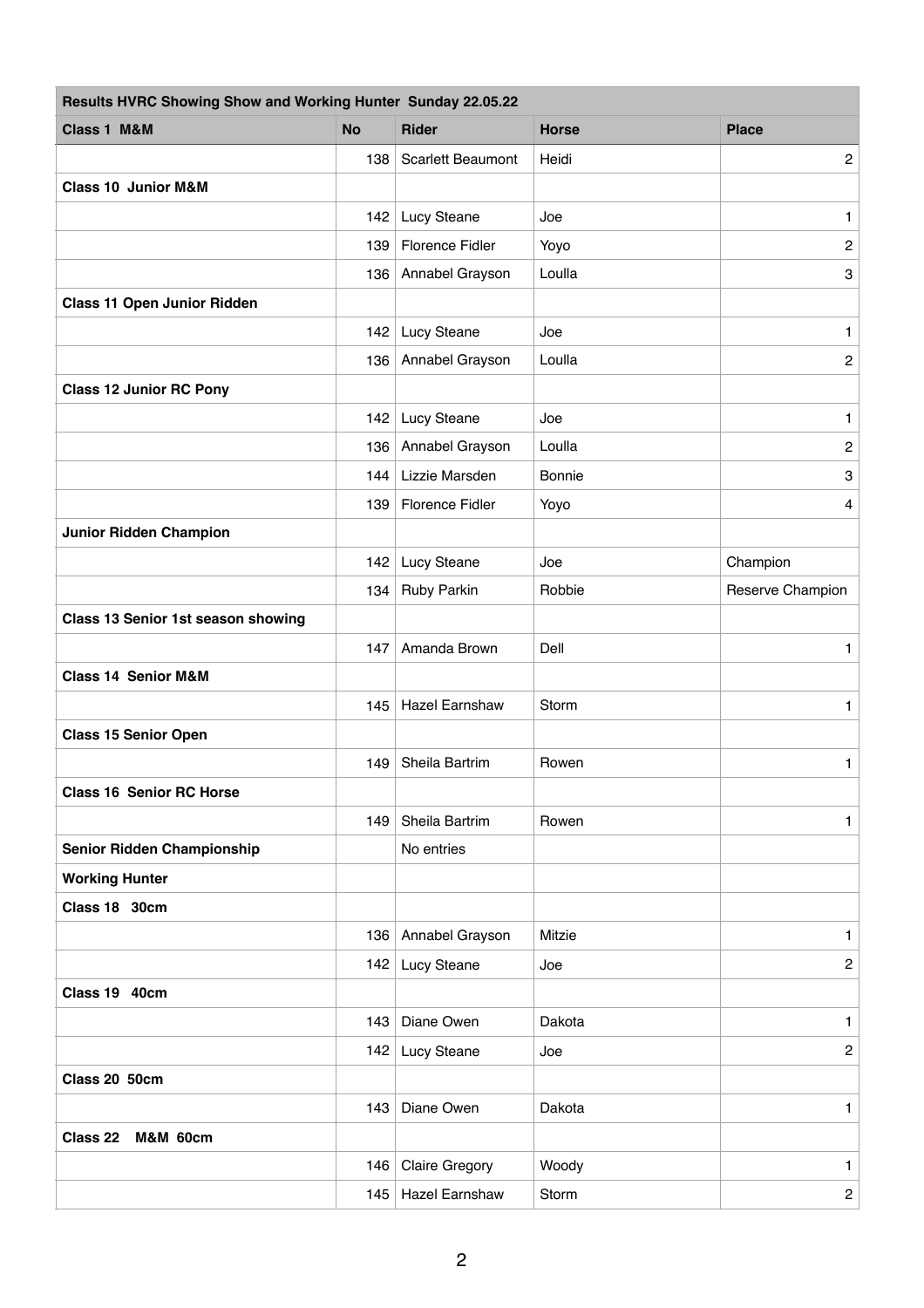| Results HVRC Showing Show and Working Hunter Sunday 22.05.22 | | | | |
|---|---|---|---|---|
| **Class 1 M&M** | **No** | **Rider** | **Horse** | **Place** |
| | 138 | Scarlett Beaumont | Heidi | 2 |
| **Class 10 Junior M&M** | | | | |
| | 142 | Lucy Steane | Joe | 1 |
| | 139 | Florence Fidler | Yoyo | 2 |
| | 136 | Annabel Grayson | Loulla | 3 |
| **Class 11 Open Junior Ridden** | | | | |
| | 142 | Lucy Steane | Joe | 1 |
| | 136 | Annabel Grayson | Loulla | 2 |
| **Class 12 Junior RC Pony** | | | | |
| | 142 | Lucy Steane | Joe | 1 |
| | 136 | Annabel Grayson | Loulla | 2 |
| | 144 | Lizzie Marsden | Bonnie | 3 |
| | 139 | Florence Fidler | Yoyo | 4 |
| **Junior Ridden Champion** | | | | |
| | 142 | Lucy Steane | Joe | Champion |
| | 134 | Ruby Parkin | Robbie | Reserve Champion |
| **Class 13 Senior 1st season showing** | | | | |
| | 147 | Amanda Brown | Dell | 1 |
| **Class 14 Senior M&M** | | | | |
| | 145 | Hazel Earnshaw | Storm | 1 |
| **Class 15 Senior Open** | | | | |
| | 149 | Sheila Bartrim | Rowen | 1 |
| **Class 16 Senior RC Horse** | | | | |
| | 149 | Sheila Bartrim | Rowen | 1 |
| **Senior Ridden Championship** | | No entries | | |
| **Working Hunter** | | | | |
| **Class 18 30cm** | | | | |
| | 136 | Annabel Grayson | Mitzie | 1 |
| | 142 | Lucy Steane | Joe | 2 |
| **Class 19 40cm** | | | | |
| | 143 | Diane Owen | Dakota | 1 |
| | 142 | Lucy Steane | Joe | 2 |
| **Class 20 50cm** | | | | |
| | 143 | Diane Owen | Dakota | 1 |
| **Class 22 M&M 60cm** | | | | |
| | 146 | Claire Gregory | Woody | 1 |
| | 145 | Hazel Earnshaw | Storm | 2 |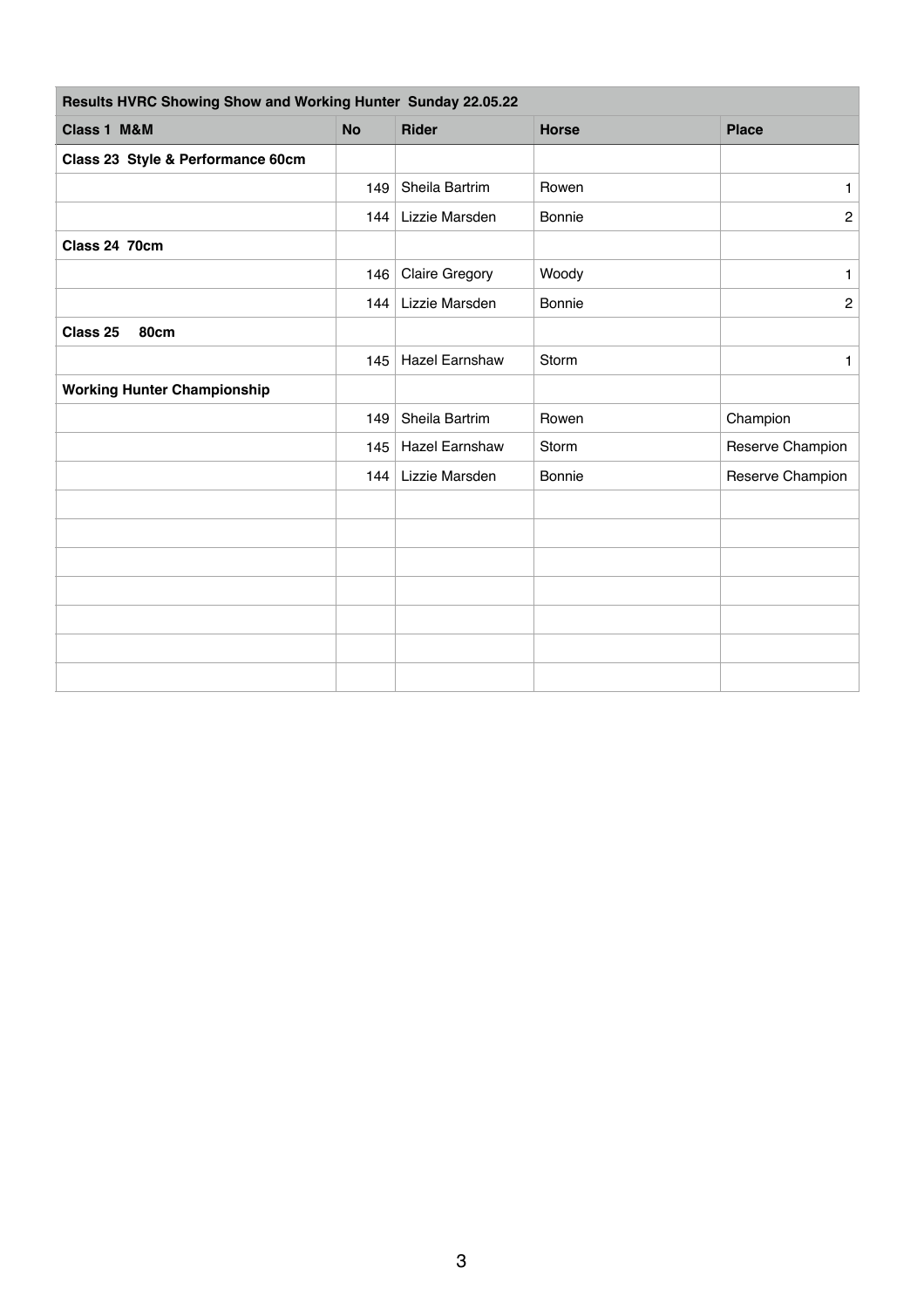| Results HVRC Showing Show and Working Hunter Sunday 22.05.22 | | | | |
|---|---|---|---|---|
| **Class 1 M&M** | **No** | **Rider** | **Horse** | **Place** |
| **Class 23 Style & Performance 60cm** | | | | |
| | 149 | Sheila Bartrim | Rowen | 1 |
| | 144 | Lizzie Marsden | Bonnie | 2 |
| **Class 24 70cm** | | | | |
| | 146 | Claire Gregory | Woody | 1 |
| | 144 | Lizzie Marsden | Bonnie | 2 |
| **Class 25 80cm** | | | | |
| | 145 | Hazel Earnshaw | Storm | 1 |
| **Working Hunter Championship** | | | | |
| | 149 | Sheila Bartrim | Rowen | Champion |
| | 145 | Hazel Earnshaw | Storm | Reserve Champion |
| | 144 | Lizzie Marsden | Bonnie | Reserve Champion |
| | | | | |
| | | | | |
| | | | | |
| | | | | |
| | | | | |
| | | | | |
| | | | | |